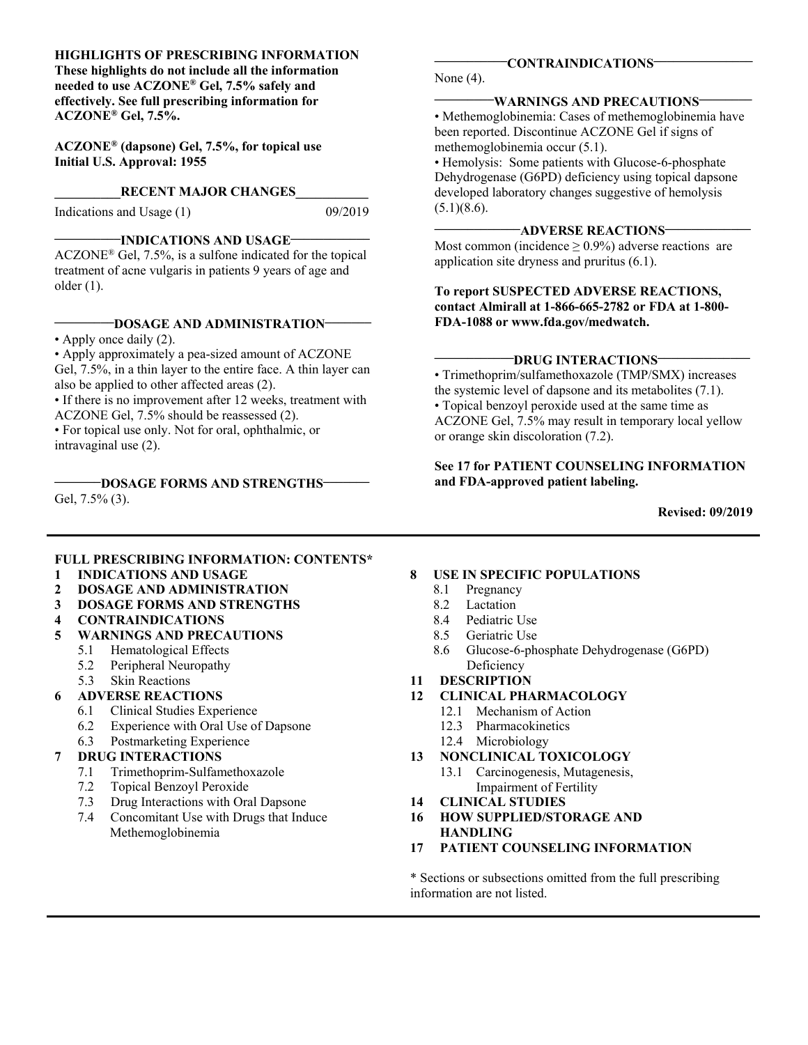**HIGHLIGHTS OF PRESCRIBING INFORMATION**
**These highlights do not include all the information needed to use ACZONE® Gel, 7.5% safely and effectively. See full prescribing information for ACZONE® Gel, 7.5%.**

**ACZONE® (dapsone) Gel, 7.5%, for topical use**
**Initial U.S. Approval: 1955**

## RECENT MAJOR CHANGES

Indications and Usage (1) 09/2019

## INDICATIONS AND USAGE

ACZONE® Gel, 7.5%, is a sulfone indicated for the topical treatment of acne vulgaris in patients 9 years of age and older (1).

## DOSAGE AND ADMINISTRATION

- Apply once daily (2).
- Apply approximately a pea-sized amount of ACZONE Gel, 7.5%, in a thin layer to the entire face. A thin layer can also be applied to other affected areas (2).
- If there is no improvement after 12 weeks, treatment with ACZONE Gel, 7.5% should be reassessed (2).
- For topical use only. Not for oral, ophthalmic, or intravaginal use (2).

## DOSAGE FORMS AND STRENGTHS

Gel, 7.5% (3).

## CONTRAINDICATIONS

None (4).

## WARNINGS AND PRECAUTIONS

- Methemoglobinemia: Cases of methemoglobinemia have been reported. Discontinue ACZONE Gel if signs of methemoglobinemia occur (5.1).
- Hemolysis: Some patients with Glucose-6-phosphate Dehydrogenase (G6PD) deficiency using topical dapsone developed laboratory changes suggestive of hemolysis (5.1)(8.6).

## ADVERSE REACTIONS

Most common (incidence ≥ 0.9%) adverse reactions are application site dryness and pruritus (6.1).

**To report SUSPECTED ADVERSE REACTIONS, contact Almirall at 1-866-665-2782 or FDA at 1-800-FDA-1088 or www.fda.gov/medwatch.**

## DRUG INTERACTIONS

- Trimethoprim/sulfamethoxazole (TMP/SMX) increases the systemic level of dapsone and its metabolites (7.1).
- Topical benzoyl peroxide used at the same time as ACZONE Gel, 7.5% may result in temporary local yellow or orange skin discoloration (7.2).

**See 17 for PATIENT COUNSELING INFORMATION and FDA-approved patient labeling.**

**Revised: 09/2019**

---

**FULL PRESCRIBING INFORMATION: CONTENTS***

**1 INDICATIONS AND USAGE**
**2 DOSAGE AND ADMINISTRATION**
**3 DOSAGE FORMS AND STRENGTHS**
**4 CONTRAINDICATIONS**
**5 WARNINGS AND PRECAUTIONS**
- 5.1 Hematological Effects
- 5.2 Peripheral Neuropathy
- 5.3 Skin Reactions

**6 ADVERSE REACTIONS**
- 6.1 Clinical Studies Experience
- 6.2 Experience with Oral Use of Dapsone
- 6.3 Postmarketing Experience

**7 DRUG INTERACTIONS**
- 7.1 Trimethoprim-Sulfamethoxazole
- 7.2 Topical Benzoyl Peroxide
- 7.3 Drug Interactions with Oral Dapsone
- 7.4 Concomitant Use with Drugs that Induce Methemoglobinemia

**8 USE IN SPECIFIC POPULATIONS**
- 8.1 Pregnancy
- 8.2 Lactation
- 8.4 Pediatric Use
- 8.5 Geriatric Use
- 8.6 Glucose-6-phosphate Dehydrogenase (G6PD) Deficiency

**11 DESCRIPTION**
**12 CLINICAL PHARMACOLOGY**
- 12.1 Mechanism of Action
- 12.3 Pharmacokinetics
- 12.4 Microbiology

**13 NONCLINICAL TOXICOLOGY**
- 13.1 Carcinogenesis, Mutagenesis, Impairment of Fertility

**14 CLINICAL STUDIES**
**16 HOW SUPPLIED/STORAGE AND HANDLING**
**17 PATIENT COUNSELING INFORMATION**

* Sections or subsections omitted from the full prescribing information are not listed.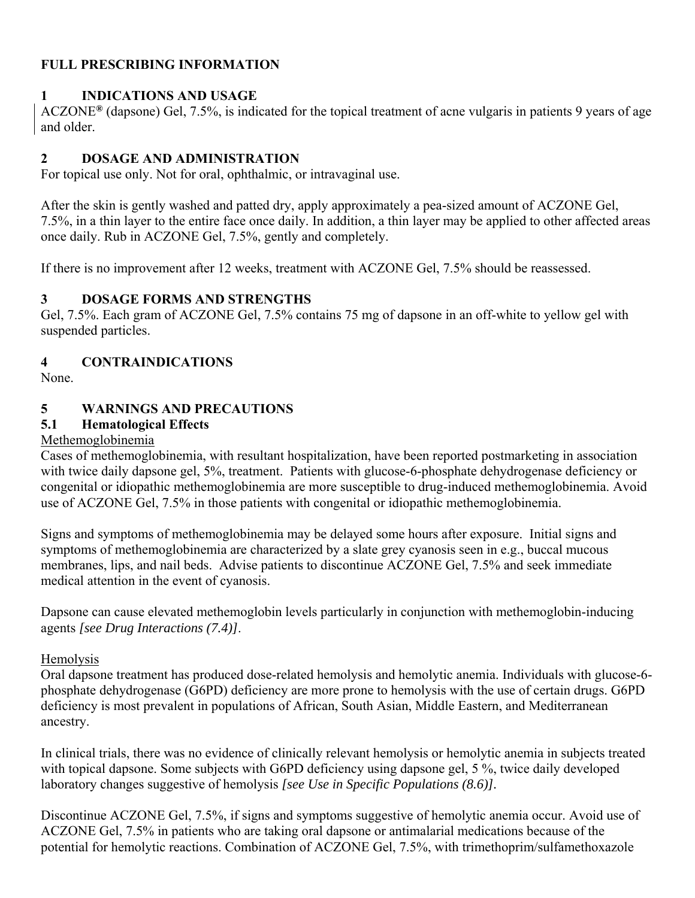# FULL PRESCRIBING INFORMATION

## 1 INDICATIONS AND USAGE

ACZONE® (dapsone) Gel, 7.5%, is indicated for the topical treatment of acne vulgaris in patients 9 years of age and older.

## 2 DOSAGE AND ADMINISTRATION

For topical use only. Not for oral, ophthalmic, or intravaginal use.

After the skin is gently washed and patted dry, apply approximately a pea-sized amount of ACZONE Gel, 7.5%, in a thin layer to the entire face once daily. In addition, a thin layer may be applied to other affected areas once daily. Rub in ACZONE Gel, 7.5%, gently and completely.

If there is no improvement after 12 weeks, treatment with ACZONE Gel, 7.5% should be reassessed.

## 3 DOSAGE FORMS AND STRENGTHS

Gel, 7.5%. Each gram of ACZONE Gel, 7.5% contains 75 mg of dapsone in an off-white to yellow gel with suspended particles.

## 4 CONTRAINDICATIONS

None.

## 5 WARNINGS AND PRECAUTIONS

### 5.1 Hematological Effects

Methemoglobinemia

Cases of methemoglobinemia, with resultant hospitalization, have been reported postmarketing in association with twice daily dapsone gel, 5%, treatment. Patients with glucose-6-phosphate dehydrogenase deficiency or congenital or idiopathic methemoglobinemia are more susceptible to drug-induced methemoglobinemia. Avoid use of ACZONE Gel, 7.5% in those patients with congenital or idiopathic methemoglobinemia.

Signs and symptoms of methemoglobinemia may be delayed some hours after exposure. Initial signs and symptoms of methemoglobinemia are characterized by a slate grey cyanosis seen in e.g., buccal mucous membranes, lips, and nail beds. Advise patients to discontinue ACZONE Gel, 7.5% and seek immediate medical attention in the event of cyanosis.

Dapsone can cause elevated methemoglobin levels particularly in conjunction with methemoglobin-inducing agents *[see Drug Interactions (7.4)]*.

Hemolysis

Oral dapsone treatment has produced dose-related hemolysis and hemolytic anemia. Individuals with glucose-6-phosphate dehydrogenase (G6PD) deficiency are more prone to hemolysis with the use of certain drugs. G6PD deficiency is most prevalent in populations of African, South Asian, Middle Eastern, and Mediterranean ancestry.

In clinical trials, there was no evidence of clinically relevant hemolysis or hemolytic anemia in subjects treated with topical dapsone. Some subjects with G6PD deficiency using dapsone gel, 5 %, twice daily developed laboratory changes suggestive of hemolysis *[see Use in Specific Populations (8.6)]*.

Discontinue ACZONE Gel, 7.5%, if signs and symptoms suggestive of hemolytic anemia occur. Avoid use of ACZONE Gel, 7.5% in patients who are taking oral dapsone or antimalarial medications because of the potential for hemolytic reactions. Combination of ACZONE Gel, 7.5%, with trimethoprim/sulfamethoxazole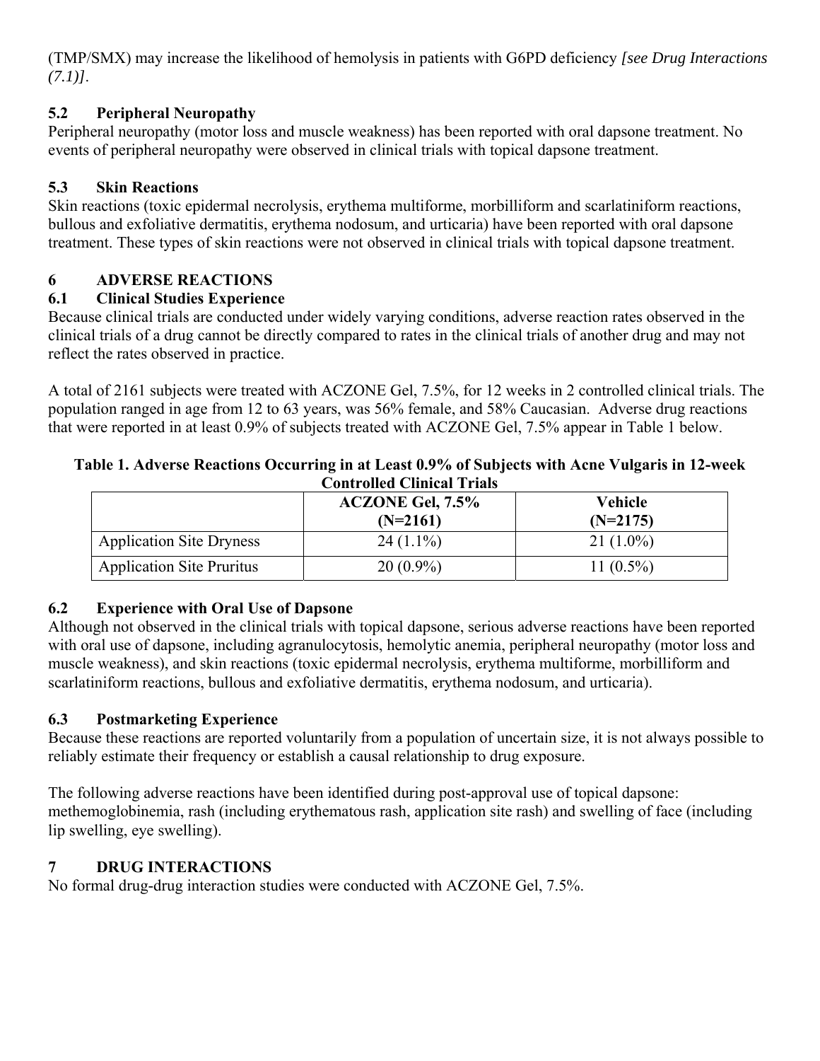(TMP/SMX) may increase the likelihood of hemolysis in patients with G6PD deficiency *[see Drug Interactions (7.1)]*.

### 5.2 Peripheral Neuropathy

Peripheral neuropathy (motor loss and muscle weakness) has been reported with oral dapsone treatment. No events of peripheral neuropathy were observed in clinical trials with topical dapsone treatment.

### 5.3 Skin Reactions

Skin reactions (toxic epidermal necrolysis, erythema multiforme, morbilliform and scarlatiniform reactions, bullous and exfoliative dermatitis, erythema nodosum, and urticaria) have been reported with oral dapsone treatment. These types of skin reactions were not observed in clinical trials with topical dapsone treatment.

## 6 ADVERSE REACTIONS

### 6.1 Clinical Studies Experience

Because clinical trials are conducted under widely varying conditions, adverse reaction rates observed in the clinical trials of a drug cannot be directly compared to rates in the clinical trials of another drug and may not reflect the rates observed in practice.

A total of 2161 subjects were treated with ACZONE Gel, 7.5%, for 12 weeks in 2 controlled clinical trials. The population ranged in age from 12 to 63 years, was 56% female, and 58% Caucasian. Adverse drug reactions that were reported in at least 0.9% of subjects treated with ACZONE Gel, 7.5% appear in Table 1 below.

**Table 1. Adverse Reactions Occurring in at Least 0.9% of Subjects with Acne Vulgaris in 12-week Controlled Clinical Trials**

| | ACZONE Gel, 7.5% (N=2161) | Vehicle (N=2175) |
|---|---|---|
| Application Site Dryness | 24 (1.1%) | 21 (1.0%) |
| Application Site Pruritus | 20 (0.9%) | 11 (0.5%) |

### 6.2 Experience with Oral Use of Dapsone

Although not observed in the clinical trials with topical dapsone, serious adverse reactions have been reported with oral use of dapsone, including agranulocytosis, hemolytic anemia, peripheral neuropathy (motor loss and muscle weakness), and skin reactions (toxic epidermal necrolysis, erythema multiforme, morbilliform and scarlatiniform reactions, bullous and exfoliative dermatitis, erythema nodosum, and urticaria).

### 6.3 Postmarketing Experience

Because these reactions are reported voluntarily from a population of uncertain size, it is not always possible to reliably estimate their frequency or establish a causal relationship to drug exposure.

The following adverse reactions have been identified during post-approval use of topical dapsone: methemoglobinemia, rash (including erythematous rash, application site rash) and swelling of face (including lip swelling, eye swelling).

## 7 DRUG INTERACTIONS

No formal drug-drug interaction studies were conducted with ACZONE Gel, 7.5%.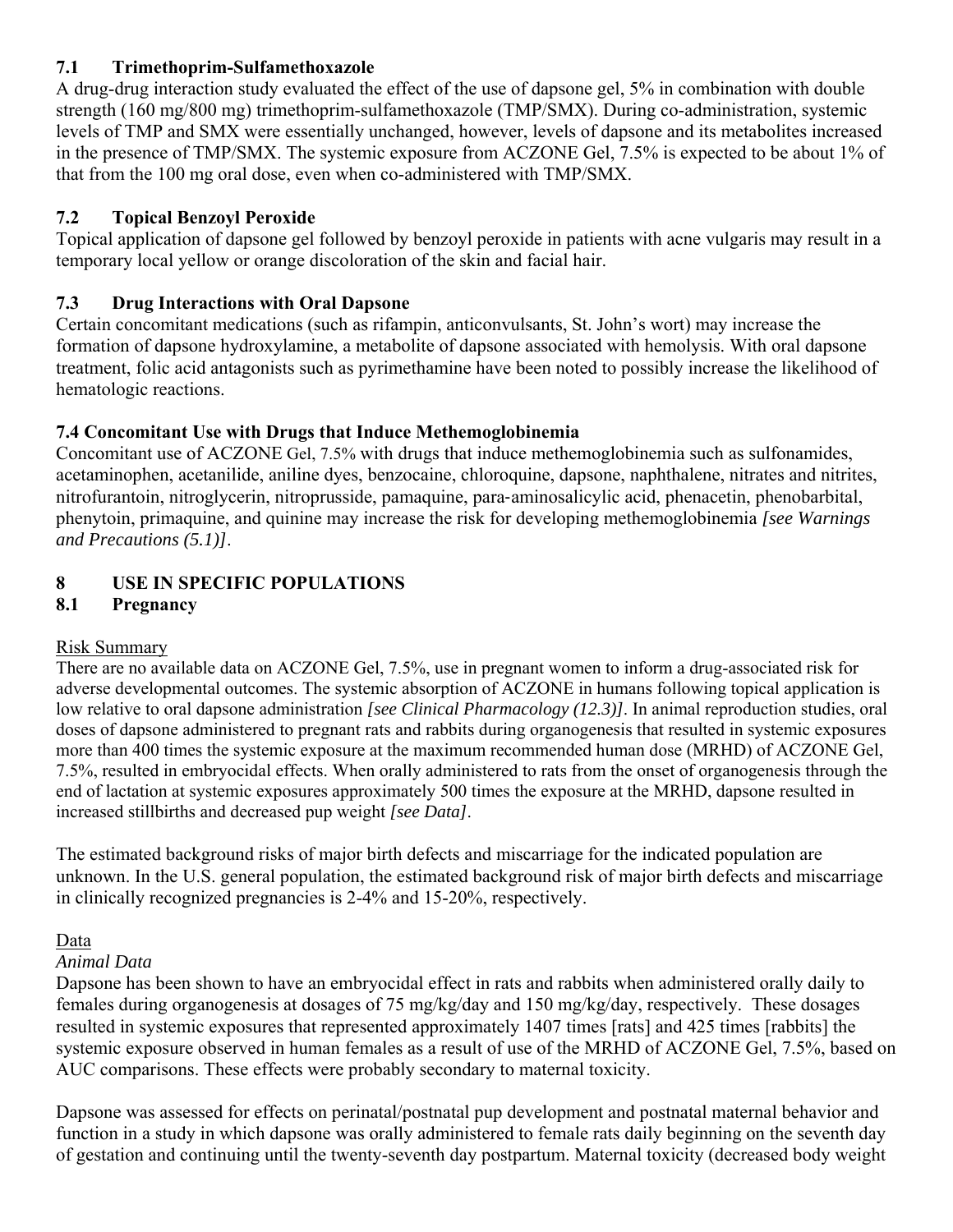### 7.1 Trimethoprim-Sulfamethoxazole

A drug-drug interaction study evaluated the effect of the use of dapsone gel, 5% in combination with double strength (160 mg/800 mg) trimethoprim-sulfamethoxazole (TMP/SMX). During co-administration, systemic levels of TMP and SMX were essentially unchanged, however, levels of dapsone and its metabolites increased in the presence of TMP/SMX. The systemic exposure from ACZONE Gel, 7.5% is expected to be about 1% of that from the 100 mg oral dose, even when co-administered with TMP/SMX.

### 7.2 Topical Benzoyl Peroxide

Topical application of dapsone gel followed by benzoyl peroxide in patients with acne vulgaris may result in a temporary local yellow or orange discoloration of the skin and facial hair.

### 7.3 Drug Interactions with Oral Dapsone

Certain concomitant medications (such as rifampin, anticonvulsants, St. John's wort) may increase the formation of dapsone hydroxylamine, a metabolite of dapsone associated with hemolysis. With oral dapsone treatment, folic acid antagonists such as pyrimethamine have been noted to possibly increase the likelihood of hematologic reactions.

### 7.4 Concomitant Use with Drugs that Induce Methemoglobinemia

Concomitant use of ACZONE Gel, 7.5% with drugs that induce methemoglobinemia such as sulfonamides, acetaminophen, acetanilide, aniline dyes, benzocaine, chloroquine, dapsone, naphthalene, nitrates and nitrites, nitrofurantoin, nitroglycerin, nitroprusside, pamaquine, para-aminosalicylic acid, phenacetin, phenobarbital, phenytoin, primaquine, and quinine may increase the risk for developing methemoglobinemia *[see Warnings and Precautions (5.1)]*.

## 8 USE IN SPECIFIC POPULATIONS

### 8.1 Pregnancy

Risk Summary

There are no available data on ACZONE Gel, 7.5%, use in pregnant women to inform a drug-associated risk for adverse developmental outcomes. The systemic absorption of ACZONE in humans following topical application is low relative to oral dapsone administration *[see Clinical Pharmacology (12.3)]*. In animal reproduction studies, oral doses of dapsone administered to pregnant rats and rabbits during organogenesis that resulted in systemic exposures more than 400 times the systemic exposure at the maximum recommended human dose (MRHD) of ACZONE Gel, 7.5%, resulted in embryocidal effects. When orally administered to rats from the onset of organogenesis through the end of lactation at systemic exposures approximately 500 times the exposure at the MRHD, dapsone resulted in increased stillbirths and decreased pup weight *[see Data]*.

The estimated background risks of major birth defects and miscarriage for the indicated population are unknown. In the U.S. general population, the estimated background risk of major birth defects and miscarriage in clinically recognized pregnancies is 2-4% and 15-20%, respectively.

Data

*Animal Data*

Dapsone has been shown to have an embryocidal effect in rats and rabbits when administered orally daily to females during organogenesis at dosages of 75 mg/kg/day and 150 mg/kg/day, respectively. These dosages resulted in systemic exposures that represented approximately 1407 times [rats] and 425 times [rabbits] the systemic exposure observed in human females as a result of use of the MRHD of ACZONE Gel, 7.5%, based on AUC comparisons. These effects were probably secondary to maternal toxicity.

Dapsone was assessed for effects on perinatal/postnatal pup development and postnatal maternal behavior and function in a study in which dapsone was orally administered to female rats daily beginning on the seventh day of gestation and continuing until the twenty-seventh day postpartum. Maternal toxicity (decreased body weight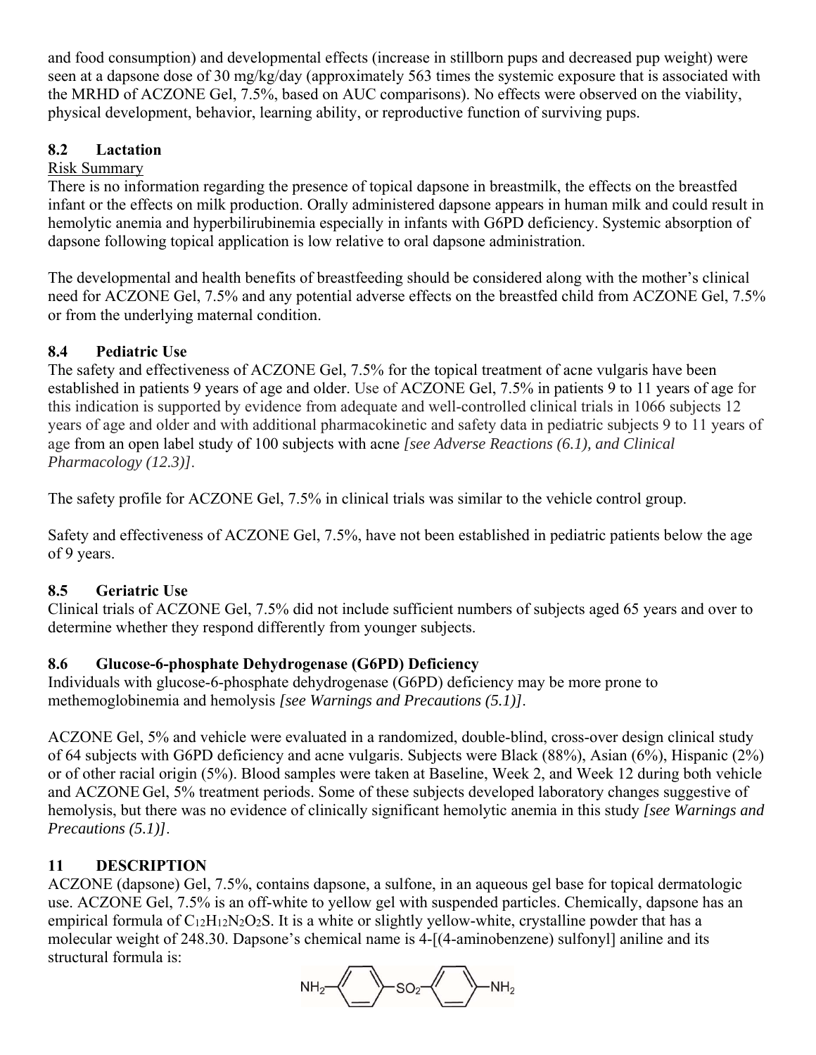and food consumption) and developmental effects (increase in stillborn pups and decreased pup weight) were seen at a dapsone dose of 30 mg/kg/day (approximately 563 times the systemic exposure that is associated with the MRHD of ACZONE Gel, 7.5%, based on AUC comparisons). No effects were observed on the viability, physical development, behavior, learning ability, or reproductive function of surviving pups.

### 8.2 Lactation

Risk Summary

There is no information regarding the presence of topical dapsone in breastmilk, the effects on the breastfed infant or the effects on milk production. Orally administered dapsone appears in human milk and could result in hemolytic anemia and hyperbilirubinemia especially in infants with G6PD deficiency. Systemic absorption of dapsone following topical application is low relative to oral dapsone administration.

The developmental and health benefits of breastfeeding should be considered along with the mother's clinical need for ACZONE Gel, 7.5% and any potential adverse effects on the breastfed child from ACZONE Gel, 7.5% or from the underlying maternal condition.

### 8.4 Pediatric Use

The safety and effectiveness of ACZONE Gel, 7.5% for the topical treatment of acne vulgaris have been established in patients 9 years of age and older. Use of ACZONE Gel, 7.5% in patients 9 to 11 years of age for this indication is supported by evidence from adequate and well-controlled clinical trials in 1066 subjects 12 years of age and older and with additional pharmacokinetic and safety data in pediatric subjects 9 to 11 years of age from an open label study of 100 subjects with acne *[see Adverse Reactions (6.1), and Clinical Pharmacology (12.3)]*.

The safety profile for ACZONE Gel, 7.5% in clinical trials was similar to the vehicle control group.

Safety and effectiveness of ACZONE Gel, 7.5%, have not been established in pediatric patients below the age of 9 years.

### 8.5 Geriatric Use

Clinical trials of ACZONE Gel, 7.5% did not include sufficient numbers of subjects aged 65 years and over to determine whether they respond differently from younger subjects.

### 8.6 Glucose-6-phosphate Dehydrogenase (G6PD) Deficiency

Individuals with glucose-6-phosphate dehydrogenase (G6PD) deficiency may be more prone to methemoglobinemia and hemolysis *[see Warnings and Precautions (5.1)]*.

ACZONE Gel, 5% and vehicle were evaluated in a randomized, double-blind, cross-over design clinical study of 64 subjects with G6PD deficiency and acne vulgaris. Subjects were Black (88%), Asian (6%), Hispanic (2%) or of other racial origin (5%). Blood samples were taken at Baseline, Week 2, and Week 12 during both vehicle and ACZONE Gel, 5% treatment periods. Some of these subjects developed laboratory changes suggestive of hemolysis, but there was no evidence of clinically significant hemolytic anemia in this study *[see Warnings and Precautions (5.1)]*.

## 11 DESCRIPTION

ACZONE (dapsone) Gel, 7.5%, contains dapsone, a sulfone, in an aqueous gel base for topical dermatologic use. ACZONE Gel, 7.5% is an off-white to yellow gel with suspended particles. Chemically, dapsone has an empirical formula of $C_{12}H_{12}N_2O_2S$. It is a white or slightly yellow-white, crystalline powder that has a molecular weight of 248.30. Dapsone's chemical name is 4-[(4-aminobenzene) sulfonyl] aniline and its structural formula is:

$$NH_2-C_6H_4-SO_2-C_6H_4-NH_2$$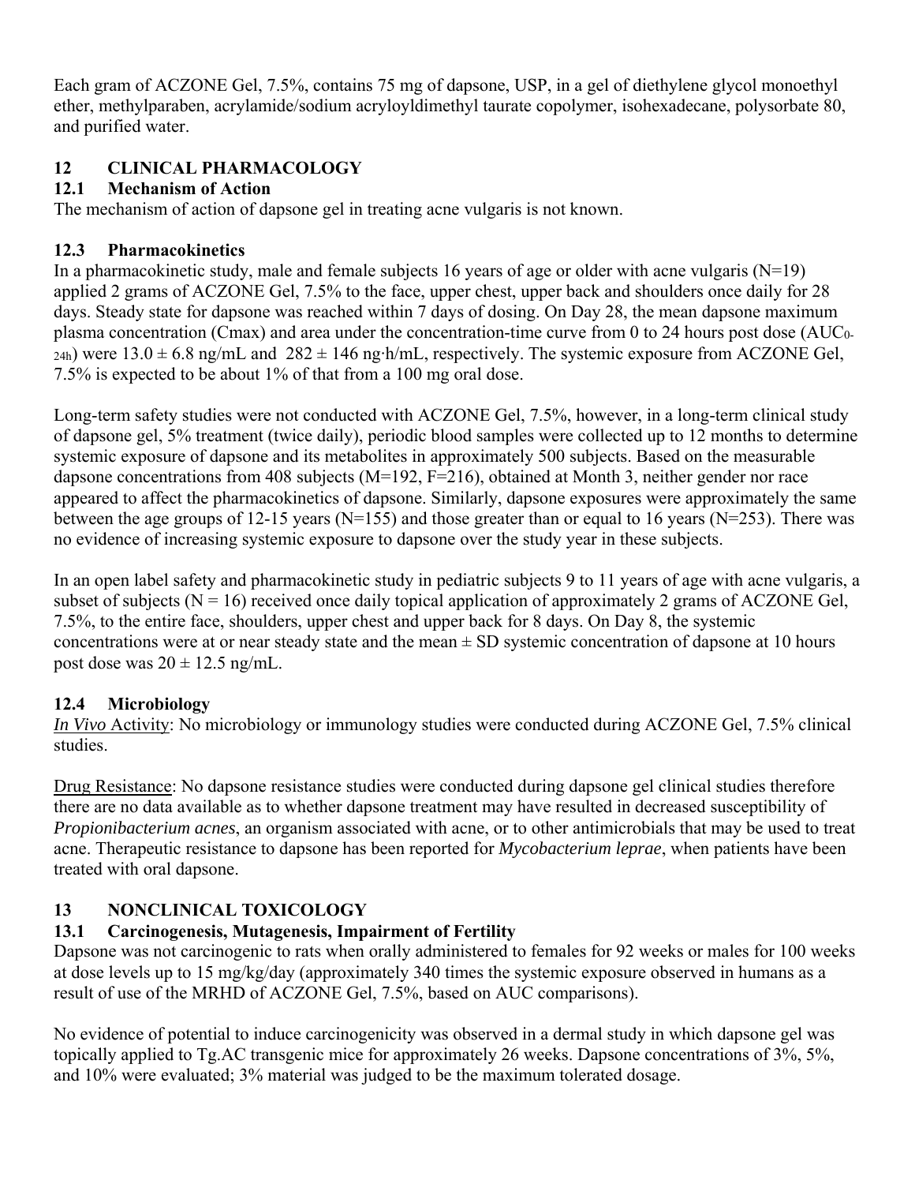Each gram of ACZONE Gel, 7.5%, contains 75 mg of dapsone, USP, in a gel of diethylene glycol monoethyl ether, methylparaben, acrylamide/sodium acryloyldimethyl taurate copolymer, isohexadecane, polysorbate 80, and purified water.

## 12 CLINICAL PHARMACOLOGY

### 12.1 Mechanism of Action

The mechanism of action of dapsone gel in treating acne vulgaris is not known.

### 12.3 Pharmacokinetics

In a pharmacokinetic study, male and female subjects 16 years of age or older with acne vulgaris (N=19) applied 2 grams of ACZONE Gel, 7.5% to the face, upper chest, upper back and shoulders once daily for 28 days. Steady state for dapsone was reached within 7 days of dosing. On Day 28, the mean dapsone maximum plasma concentration (Cmax) and area under the concentration-time curve from 0 to 24 hours post dose ($AUC_{0\text{-}24h}$) were 13.0 ± 6.8 ng/mL and 282 ± 146 ng·h/mL, respectively. The systemic exposure from ACZONE Gel, 7.5% is expected to be about 1% of that from a 100 mg oral dose.

Long-term safety studies were not conducted with ACZONE Gel, 7.5%, however, in a long-term clinical study of dapsone gel, 5% treatment (twice daily), periodic blood samples were collected up to 12 months to determine systemic exposure of dapsone and its metabolites in approximately 500 subjects. Based on the measurable dapsone concentrations from 408 subjects (M=192, F=216), obtained at Month 3, neither gender nor race appeared to affect the pharmacokinetics of dapsone. Similarly, dapsone exposures were approximately the same between the age groups of 12-15 years (N=155) and those greater than or equal to 16 years (N=253). There was no evidence of increasing systemic exposure to dapsone over the study year in these subjects.

In an open label safety and pharmacokinetic study in pediatric subjects 9 to 11 years of age with acne vulgaris, a subset of subjects (N = 16) received once daily topical application of approximately 2 grams of ACZONE Gel, 7.5%, to the entire face, shoulders, upper chest and upper back for 8 days. On Day 8, the systemic concentrations were at or near steady state and the mean ± SD systemic concentration of dapsone at 10 hours post dose was 20 ± 12.5 ng/mL.

### 12.4 Microbiology

*In Vivo* Activity: No microbiology or immunology studies were conducted during ACZONE Gel, 7.5% clinical studies.

Drug Resistance: No dapsone resistance studies were conducted during dapsone gel clinical studies therefore there are no data available as to whether dapsone treatment may have resulted in decreased susceptibility of *Propionibacterium acnes*, an organism associated with acne, or to other antimicrobials that may be used to treat acne. Therapeutic resistance to dapsone has been reported for *Mycobacterium leprae*, when patients have been treated with oral dapsone.

## 13 NONCLINICAL TOXICOLOGY

### 13.1 Carcinogenesis, Mutagenesis, Impairment of Fertility

Dapsone was not carcinogenic to rats when orally administered to females for 92 weeks or males for 100 weeks at dose levels up to 15 mg/kg/day (approximately 340 times the systemic exposure observed in humans as a result of use of the MRHD of ACZONE Gel, 7.5%, based on AUC comparisons).

No evidence of potential to induce carcinogenicity was observed in a dermal study in which dapsone gel was topically applied to Tg.AC transgenic mice for approximately 26 weeks. Dapsone concentrations of 3%, 5%, and 10% were evaluated; 3% material was judged to be the maximum tolerated dosage.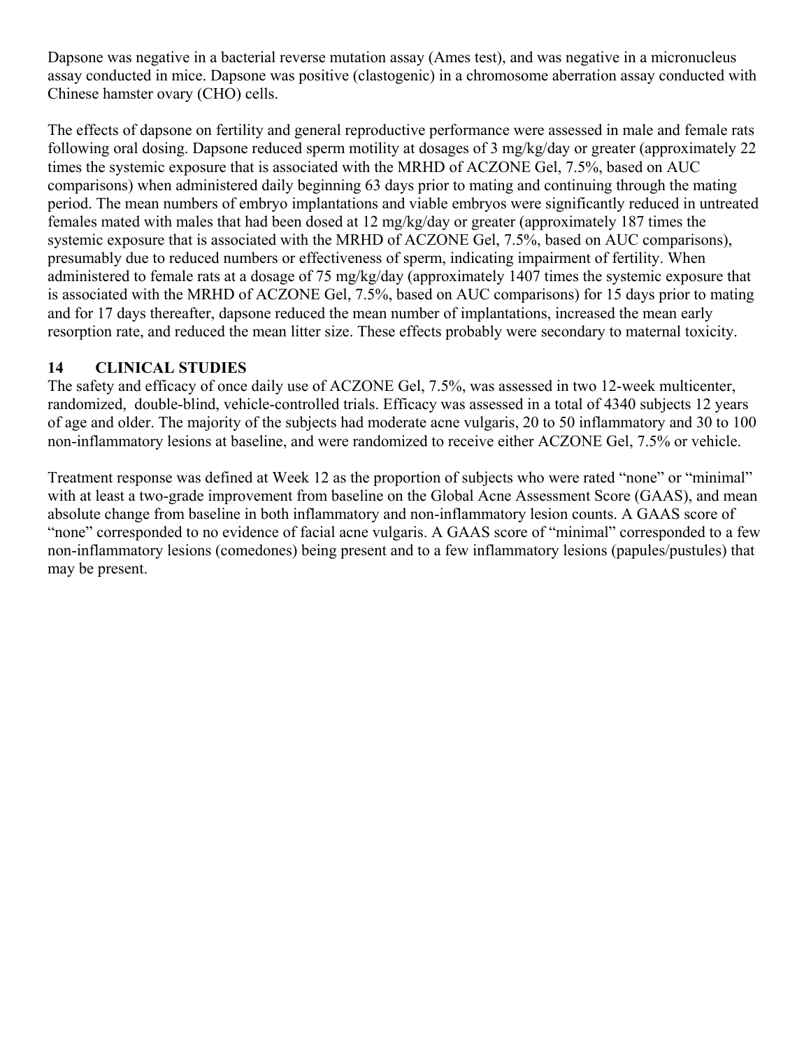Dapsone was negative in a bacterial reverse mutation assay (Ames test), and was negative in a micronucleus assay conducted in mice. Dapsone was positive (clastogenic) in a chromosome aberration assay conducted with Chinese hamster ovary (CHO) cells.

The effects of dapsone on fertility and general reproductive performance were assessed in male and female rats following oral dosing. Dapsone reduced sperm motility at dosages of 3 mg/kg/day or greater (approximately 22 times the systemic exposure that is associated with the MRHD of ACZONE Gel, 7.5%, based on AUC comparisons) when administered daily beginning 63 days prior to mating and continuing through the mating period. The mean numbers of embryo implantations and viable embryos were significantly reduced in untreated females mated with males that had been dosed at 12 mg/kg/day or greater (approximately 187 times the systemic exposure that is associated with the MRHD of ACZONE Gel, 7.5%, based on AUC comparisons), presumably due to reduced numbers or effectiveness of sperm, indicating impairment of fertility. When administered to female rats at a dosage of 75 mg/kg/day (approximately 1407 times the systemic exposure that is associated with the MRHD of ACZONE Gel, 7.5%, based on AUC comparisons) for 15 days prior to mating and for 17 days thereafter, dapsone reduced the mean number of implantations, increased the mean early resorption rate, and reduced the mean litter size. These effects probably were secondary to maternal toxicity.

## 14 CLINICAL STUDIES

The safety and efficacy of once daily use of ACZONE Gel, 7.5%, was assessed in two 12-week multicenter, randomized, double-blind, vehicle-controlled trials. Efficacy was assessed in a total of 4340 subjects 12 years of age and older. The majority of the subjects had moderate acne vulgaris, 20 to 50 inflammatory and 30 to 100 non-inflammatory lesions at baseline, and were randomized to receive either ACZONE Gel, 7.5% or vehicle.

Treatment response was defined at Week 12 as the proportion of subjects who were rated "none" or "minimal" with at least a two-grade improvement from baseline on the Global Acne Assessment Score (GAAS), and mean absolute change from baseline in both inflammatory and non-inflammatory lesion counts. A GAAS score of "none" corresponded to no evidence of facial acne vulgaris. A GAAS score of "minimal" corresponded to a few non-inflammatory lesions (comedones) being present and to a few inflammatory lesions (papules/pustules) that may be present.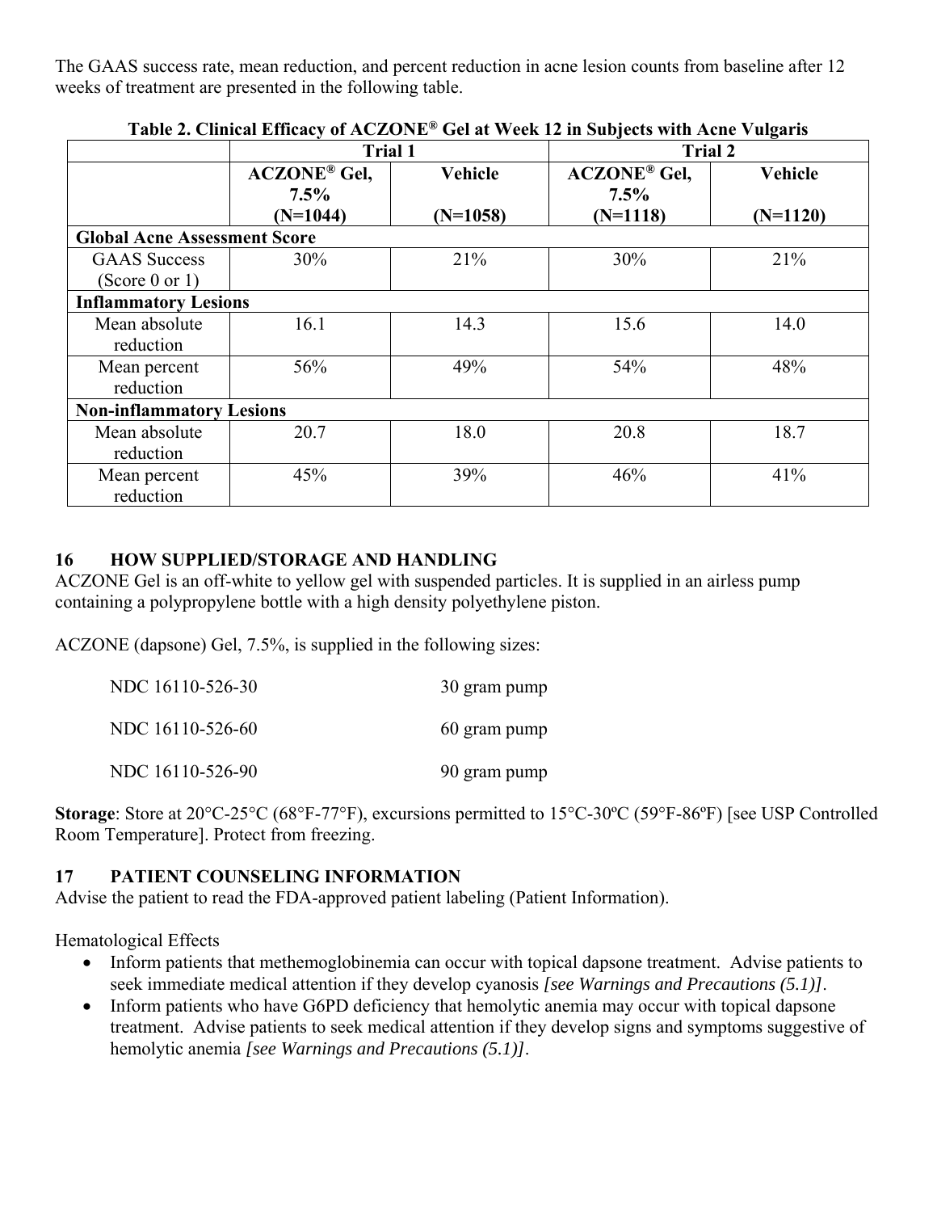The GAAS success rate, mean reduction, and percent reduction in acne lesion counts from baseline after 12 weeks of treatment are presented in the following table.

**Table 2. Clinical Efficacy of ACZONE® Gel at Week 12 in Subjects with Acne Vulgaris**

| | Trial 1 | | Trial 2 | |
|---|---|---|---|---|
| | ACZONE® Gel, 7.5% (N=1044) | Vehicle (N=1058) | ACZONE® Gel, 7.5% (N=1118) | Vehicle (N=1120) |
| **Global Acne Assessment Score** | | | | |
| GAAS Success (Score 0 or 1) | 30% | 21% | 30% | 21% |
| **Inflammatory Lesions** | | | | |
| Mean absolute reduction | 16.1 | 14.3 | 15.6 | 14.0 |
| Mean percent reduction | 56% | 49% | 54% | 48% |
| **Non-inflammatory Lesions** | | | | |
| Mean absolute reduction | 20.7 | 18.0 | 20.8 | 18.7 |
| Mean percent reduction | 45% | 39% | 46% | 41% |

## 16 HOW SUPPLIED/STORAGE AND HANDLING

ACZONE Gel is an off-white to yellow gel with suspended particles. It is supplied in an airless pump containing a polypropylene bottle with a high density polyethylene piston.

ACZONE (dapsone) Gel, 7.5%, is supplied in the following sizes:

| | |
|---|---|
| NDC 16110-526-30 | 30 gram pump |
| NDC 16110-526-60 | 60 gram pump |
| NDC 16110-526-90 | 90 gram pump |

**Storage**: Store at 20°C-25°C (68°F-77°F), excursions permitted to 15°C-30ºC (59°F-86ºF) [see USP Controlled Room Temperature]. Protect from freezing.

## 17 PATIENT COUNSELING INFORMATION

Advise the patient to read the FDA-approved patient labeling (Patient Information).

Hematological Effects

- Inform patients that methemoglobinemia can occur with topical dapsone treatment. Advise patients to seek immediate medical attention if they develop cyanosis *[see Warnings and Precautions (5.1)]*.
- Inform patients who have G6PD deficiency that hemolytic anemia may occur with topical dapsone treatment. Advise patients to seek medical attention if they develop signs and symptoms suggestive of hemolytic anemia *[see Warnings and Precautions (5.1)]*.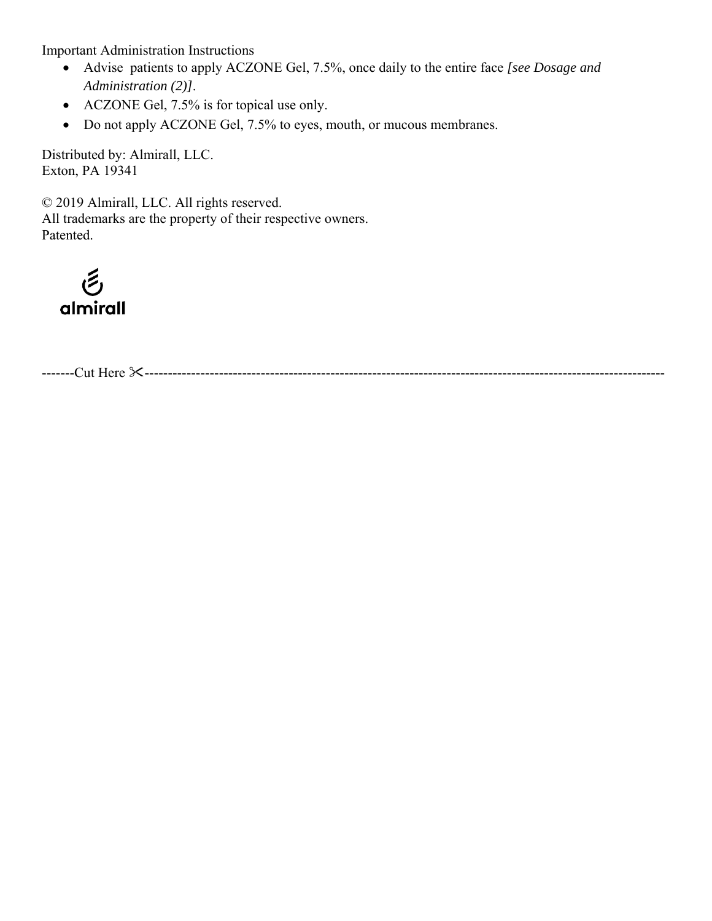Important Administration Instructions

- Advise patients to apply ACZONE Gel, 7.5%, once daily to the entire face *[see Dosage and Administration (2)]*.
- ACZONE Gel, 7.5% is for topical use only.
- Do not apply ACZONE Gel, 7.5% to eyes, mouth, or mucous membranes.

Distributed by: Almirall, LLC.
Exton, PA 19341

© 2019 Almirall, LLC. All rights reserved.
All trademarks are the property of their respective owners.
Patented.

almirall

-------Cut Here ✂------------------------------------------------------------------------------------------------------------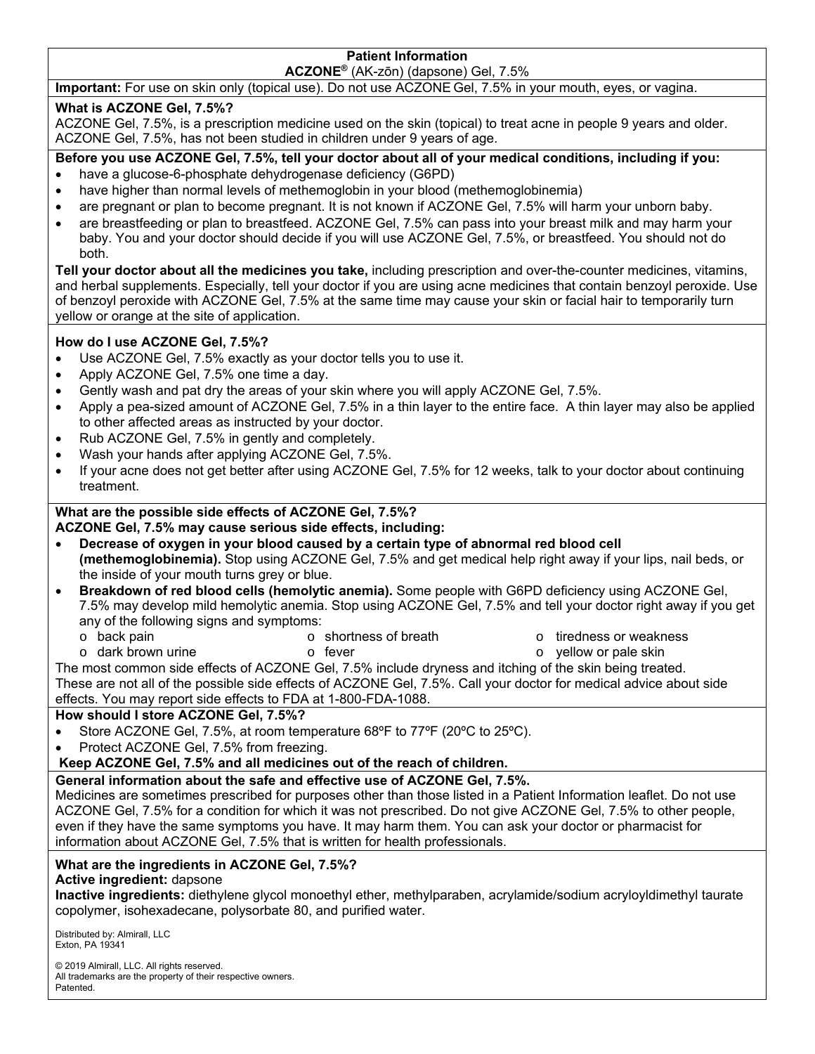# Patient Information

**ACZONE® (AK-zōn) (dapsone) Gel, 7.5%**

**Important:** For use on skin only (topical use). Do not use ACZONE Gel, 7.5% in your mouth, eyes, or vagina.

**What is ACZONE Gel, 7.5%?**

ACZONE Gel, 7.5%, is a prescription medicine used on the skin (topical) to treat acne in people 9 years and older. ACZONE Gel, 7.5%, has not been studied in children under 9 years of age.

**Before you use ACZONE Gel, 7.5%, tell your doctor about all of your medical conditions, including if you:**

- have a glucose-6-phosphate dehydrogenase deficiency (G6PD)
- have higher than normal levels of methemoglobin in your blood (methemoglobinemia)
- are pregnant or plan to become pregnant. It is not known if ACZONE Gel, 7.5% will harm your unborn baby.
- are breastfeeding or plan to breastfeed. ACZONE Gel, 7.5% can pass into your breast milk and may harm your baby. You and your doctor should decide if you will use ACZONE Gel, 7.5%, or breastfeed. You should not do both.

**Tell your doctor about all the medicines you take,** including prescription and over-the-counter medicines, vitamins, and herbal supplements. Especially, tell your doctor if you are using acne medicines that contain benzoyl peroxide. Use of benzoyl peroxide with ACZONE Gel, 7.5% at the same time may cause your skin or facial hair to temporarily turn yellow or orange at the site of application.

**How do I use ACZONE Gel, 7.5%?**

- Use ACZONE Gel, 7.5% exactly as your doctor tells you to use it.
- Apply ACZONE Gel, 7.5% one time a day.
- Gently wash and pat dry the areas of your skin where you will apply ACZONE Gel, 7.5%.
- Apply a pea-sized amount of ACZONE Gel, 7.5% in a thin layer to the entire face. A thin layer may also be applied to other affected areas as instructed by your doctor.
- Rub ACZONE Gel, 7.5% in gently and completely.
- Wash your hands after applying ACZONE Gel, 7.5%.
- If your acne does not get better after using ACZONE Gel, 7.5% for 12 weeks, talk to your doctor about continuing treatment.

**What are the possible side effects of ACZONE Gel, 7.5%?**

**ACZONE Gel, 7.5% may cause serious side effects, including:**

- **Decrease of oxygen in your blood caused by a certain type of abnormal red blood cell (methemoglobinemia).** Stop using ACZONE Gel, 7.5% and get medical help right away if your lips, nail beds, or the inside of your mouth turns grey or blue.
- **Breakdown of red blood cells (hemolytic anemia).** Some people with G6PD deficiency using ACZONE Gel, 7.5% may develop mild hemolytic anemia. Stop using ACZONE Gel, 7.5% and tell your doctor right away if you get any of the following signs and symptoms:
  - back pain
  - dark brown urine
  - shortness of breath
  - fever
  - tiredness or weakness
  - yellow or pale skin

The most common side effects of ACZONE Gel, 7.5% include dryness and itching of the skin being treated.

These are not all of the possible side effects of ACZONE Gel, 7.5%. Call your doctor for medical advice about side effects. You may report side effects to FDA at 1-800-FDA-1088.

**How should I store ACZONE Gel, 7.5%?**

- Store ACZONE Gel, 7.5%, at room temperature 68ºF to 77ºF (20ºC to 25ºC).
- Protect ACZONE Gel, 7.5% from freezing.

**Keep ACZONE Gel, 7.5% and all medicines out of the reach of children.**

**General information about the safe and effective use of ACZONE Gel, 7.5%.**

Medicines are sometimes prescribed for purposes other than those listed in a Patient Information leaflet. Do not use ACZONE Gel, 7.5% for a condition for which it was not prescribed. Do not give ACZONE Gel, 7.5% to other people, even if they have the same symptoms you have. It may harm them. You can ask your doctor or pharmacist for information about ACZONE Gel, 7.5% that is written for health professionals.

**What are the ingredients in ACZONE Gel, 7.5%?**

**Active ingredient:** dapsone

**Inactive ingredients:** diethylene glycol monoethyl ether, methylparaben, acrylamide/sodium acryloyldimethyl taurate copolymer, isohexadecane, polysorbate 80, and purified water.

Distributed by: Almirall, LLC
Exton, PA 19341

© 2019 Almirall, LLC. All rights reserved.
All trademarks are the property of their respective owners.
Patented.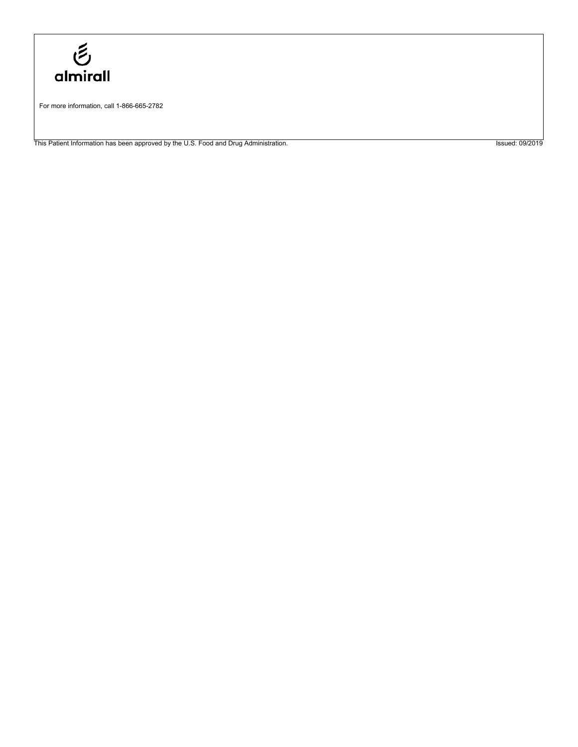almirall

For more information, call 1-866-665-2782

This Patient Information has been approved by the U.S. Food and Drug Administration. Issued: 09/2019